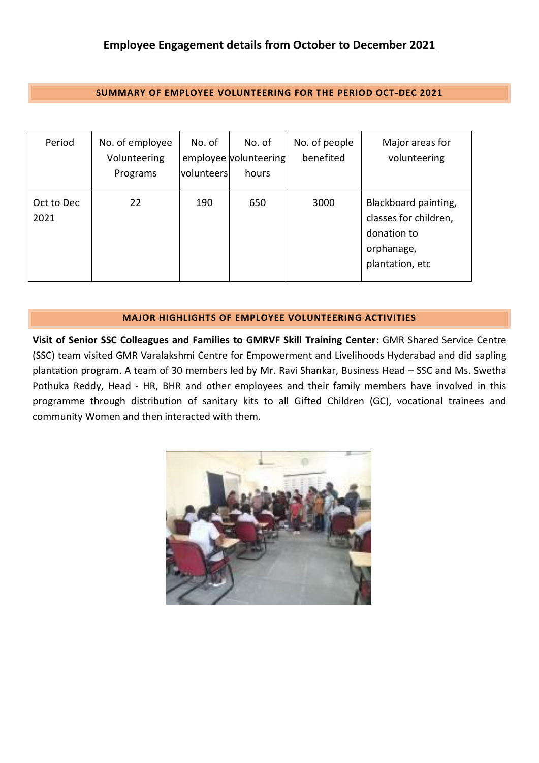# Employee Engagement details from October to December 2021

## SUMMARY OF EMPLOYEE VOLUNTEERING FOR THE PERIOD OCT-DEC 2021

| Period | No. of employee Volunteering Programs | No. of employee volunteers | No. of volunteering hours | No. of people benefited | Major areas for volunteering |
|---|---|---|---|---|---|
| Oct to Dec 2021 | 22 | 190 | 650 | 3000 | Blackboard painting, classes for children, donation to orphanage, plantation, etc |

## MAJOR HIGHLIGHTS OF EMPLOYEE VOLUNTEERING ACTIVITIES

**Visit of Senior SSC Colleagues and Families to GMRVF Skill Training Center**: GMR Shared Service Centre (SSC) team visited GMR Varalakshmi Centre for Empowerment and Livelihoods Hyderabad and did sapling plantation program. A team of 30 members led by Mr. Ravi Shankar, Business Head – SSC and Ms. Swetha Pothuka Reddy, Head - HR, BHR and other employees and their family members have involved in this programme through distribution of sanitary kits to all Gifted Children (GC), vocational trainees and community Women and then interacted with them.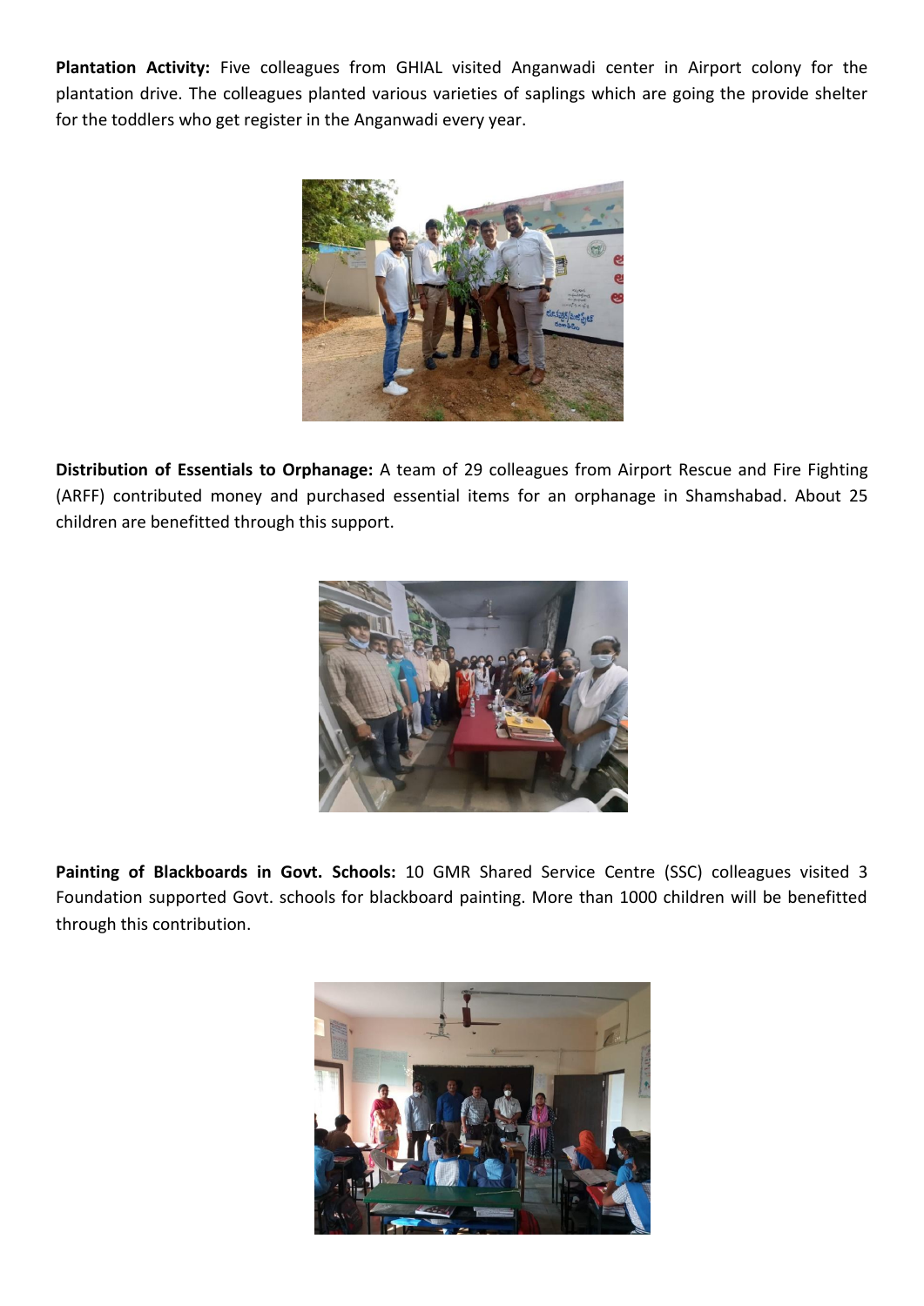**Plantation Activity:** Five colleagues from GHIAL visited Anganwadi center in Airport colony for the plantation drive. The colleagues planted various varieties of saplings which are going the provide shelter for the toddlers who get register in the Anganwadi every year.

**Distribution of Essentials to Orphanage:** A team of 29 colleagues from Airport Rescue and Fire Fighting (ARFF) contributed money and purchased essential items for an orphanage in Shamshabad. About 25 children are benefitted through this support.

**Painting of Blackboards in Govt. Schools:** 10 GMR Shared Service Centre (SSC) colleagues visited 3 Foundation supported Govt. schools for blackboard painting. More than 1000 children will be benefitted through this contribution.